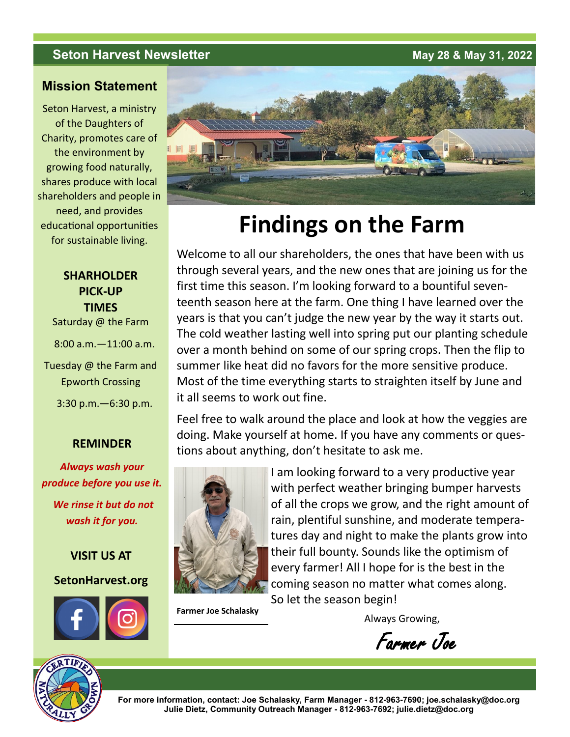Seton Harvest Newsletter

May 28 & May 31, 2022

## Mission Statement

Seton Harvest, a ministry of the Daughters of Charity, promotes care of the environment by growing food naturally, shares produce with local shareholders and people in need, and provides educational opportunities for sustainable living.

**SHARHOLDER PICK-UP TIMES**

Saturday @ the Farm

8:00 a.m.—11:00 a.m.

Tuesday @ the Farm and Epworth Crossing

3:30 p.m.—6:30 p.m.

**REMINDER**

***Always wash your produce before you use it.***

***We rinse it but do not wash it for you.***

**VISIT US AT**

**SetonHarvest.org**

# Findings on the Farm

Welcome to all our shareholders, the ones that have been with us through several years, and the new ones that are joining us for the first time this season. I'm looking forward to a bountiful seventeenth season here at the farm. One thing I have learned over the years is that you can't judge the new year by the way it starts out. The cold weather lasting well into spring put our planting schedule over a month behind on some of our spring crops. Then the flip to summer like heat did no favors for the more sensitive produce. Most of the time everything starts to straighten itself by June and it all seems to work out fine.

Feel free to walk around the place and look at how the veggies are doing. Make yourself at home. If you have any comments or questions about anything, don't hesitate to ask me.

I am looking forward to a very productive year with perfect weather bringing bumper harvests of all the crops we grow, and the right amount of rain, plentiful sunshine, and moderate temperatures day and night to make the plants grow into their full bounty. Sounds like the optimism of every farmer! All I hope for is the best in the coming season no matter what comes along. So let the season begin!

**Farmer Joe Schalasky**

Always Growing,

Farmer Joe

For more information, contact: Joe Schalasky, Farm Manager - 812-963-7690; joe.schalasky@doc.org
Julie Dietz, Community Outreach Manager - 812-963-7692; julie.dietz@doc.org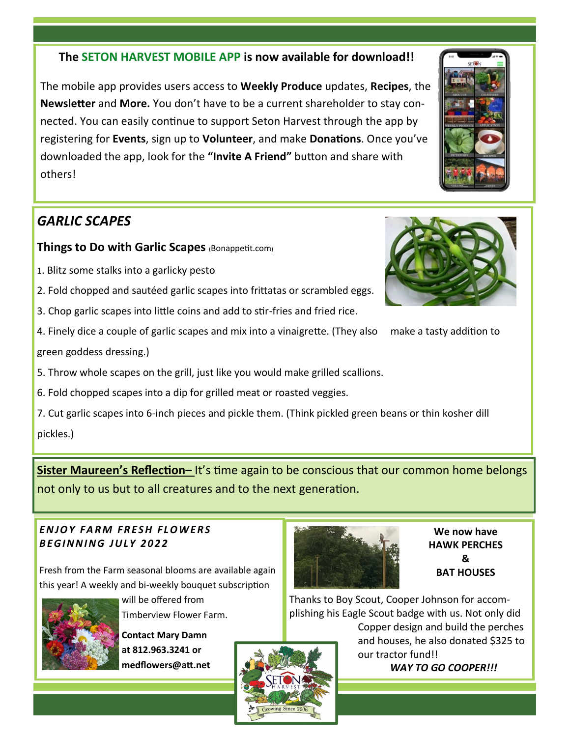**The SETON HARVEST MOBILE APP is now available for download!!**

The mobile app provides users access to **Weekly Produce** updates, **Recipes**, the **Newsletter** and **More.** You don't have to be a current shareholder to stay connected. You can easily continue to support Seton Harvest through the app by registering for **Events**, sign up to **Volunteer**, and make **Donations**. Once you've downloaded the app, look for the **"Invite A Friend"** button and share with others!

## *GARLIC SCAPES*

### Things to Do with Garlic Scapes (Bonappetit.com)

1. Blitz some stalks into a garlicky pesto
2. Fold chopped and sautéed garlic scapes into frittatas or scrambled eggs.
3. Chop garlic scapes into little coins and add to stir-fries and fried rice.
4. Finely dice a couple of garlic scapes and mix into a vinaigrette. (They also make a tasty addition to green goddess dressing.)
5. Throw whole scapes on the grill, just like you would make grilled scallions.
6. Fold chopped scapes into a dip for grilled meat or roasted veggies.
7. Cut garlic scapes into 6-inch pieces and pickle them. (Think pickled green beans or thin kosher dill pickles.)

**Sister Maureen's Reflection–** It's time again to be conscious that our common home belongs not only to us but to all creatures and to the next generation.

***ENJOY FARM FRESH FLOWERS BEGINNING JULY 2022***

Fresh from the Farm seasonal blooms are available again this year! A weekly and bi-weekly bouquet subscription will be offered from Timberview Flower Farm.

**Contact Mary Damn at 812.963.3241 or medflowers@att.net**

**We now have HAWK PERCHES & BAT HOUSES**

Thanks to Boy Scout, Cooper Johnson for accomplishing his Eagle Scout badge with us. Not only did Copper design and build the perches and houses, he also donated $325 to our tractor fund!!

***WAY TO GO COOPER!!!***